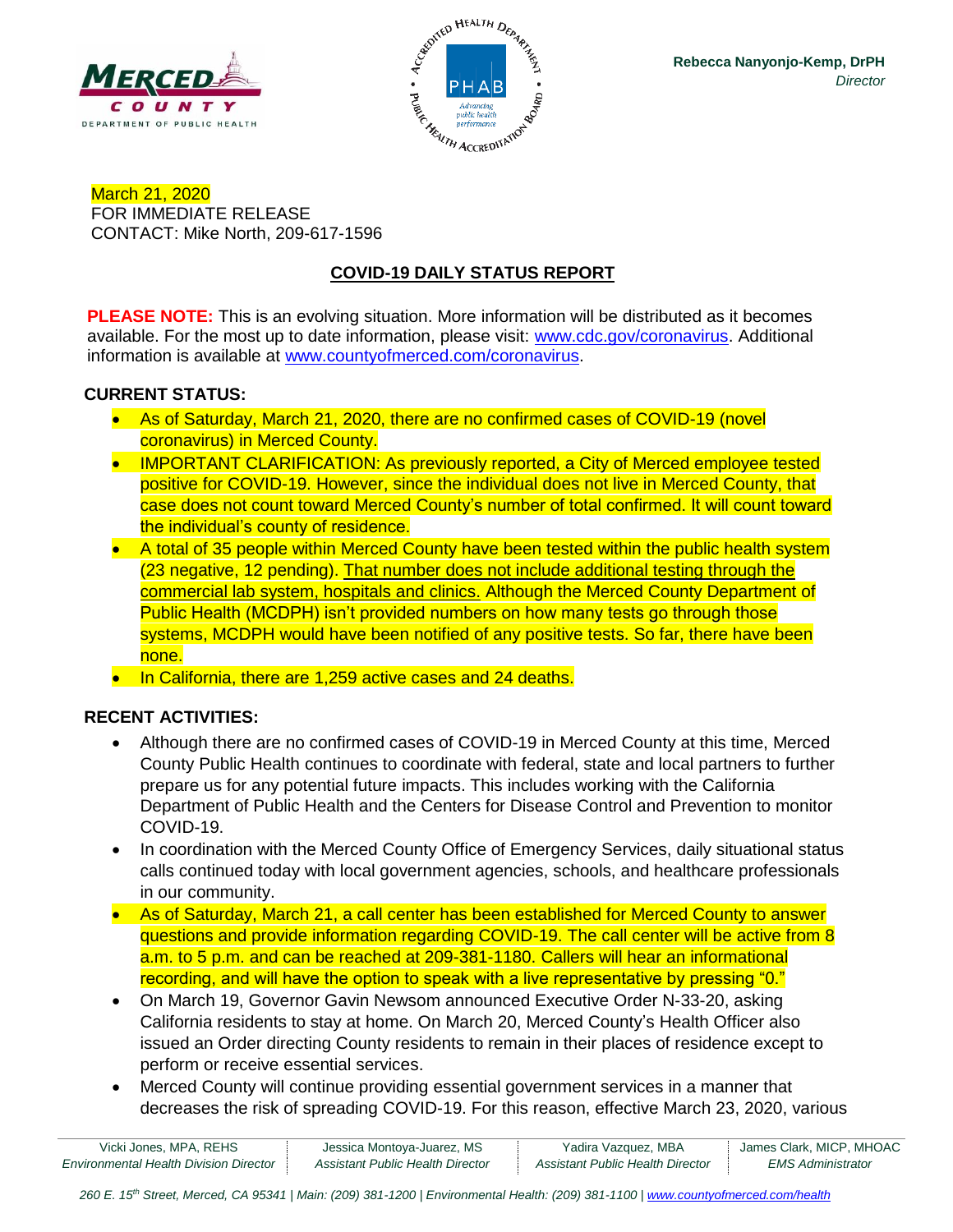Rebecca Nanyonjo-Kemp, DrPH
*Director*

March 21, 2020
FOR IMMEDIATE RELEASE
CONTACT: Mike North, 209-617-1596

## COVID-19 DAILY STATUS REPORT

**PLEASE NOTE:** This is an evolving situation. More information will be distributed as it becomes available. For the most up to date information, please visit: www.cdc.gov/coronavirus. Additional information is available at www.countyofmerced.com/coronavirus.

**CURRENT STATUS:**

- As of Saturday, March 21, 2020, there are no confirmed cases of COVID-19 (novel coronavirus) in Merced County.
- IMPORTANT CLARIFICATION: As previously reported, a City of Merced employee tested positive for COVID-19. However, since the individual does not live in Merced County, that case does not count toward Merced County's number of total confirmed. It will count toward the individual's county of residence.
- A total of 35 people within Merced County have been tested within the public health system (23 negative, 12 pending). That number does not include additional testing through the commercial lab system, hospitals and clinics. Although the Merced County Department of Public Health (MCDPH) isn't provided numbers on how many tests go through those systems, MCDPH would have been notified of any positive tests. So far, there have been none.
- In California, there are 1,259 active cases and 24 deaths.

**RECENT ACTIVITIES:**

- Although there are no confirmed cases of COVID-19 in Merced County at this time, Merced County Public Health continues to coordinate with federal, state and local partners to further prepare us for any potential future impacts. This includes working with the California Department of Public Health and the Centers for Disease Control and Prevention to monitor COVID-19.
- In coordination with the Merced County Office of Emergency Services, daily situational status calls continued today with local government agencies, schools, and healthcare professionals in our community.
- As of Saturday, March 21, a call center has been established for Merced County to answer questions and provide information regarding COVID-19. The call center will be active from 8 a.m. to 5 p.m. and can be reached at 209-381-1180. Callers will hear an informational recording, and will have the option to speak with a live representative by pressing "0."
- On March 19, Governor Gavin Newsom announced Executive Order N-33-20, asking California residents to stay at home. On March 20, Merced County's Health Officer also issued an Order directing County residents to remain in their places of residence except to perform or receive essential services.
- Merced County will continue providing essential government services in a manner that decreases the risk of spreading COVID-19. For this reason, effective March 23, 2020, various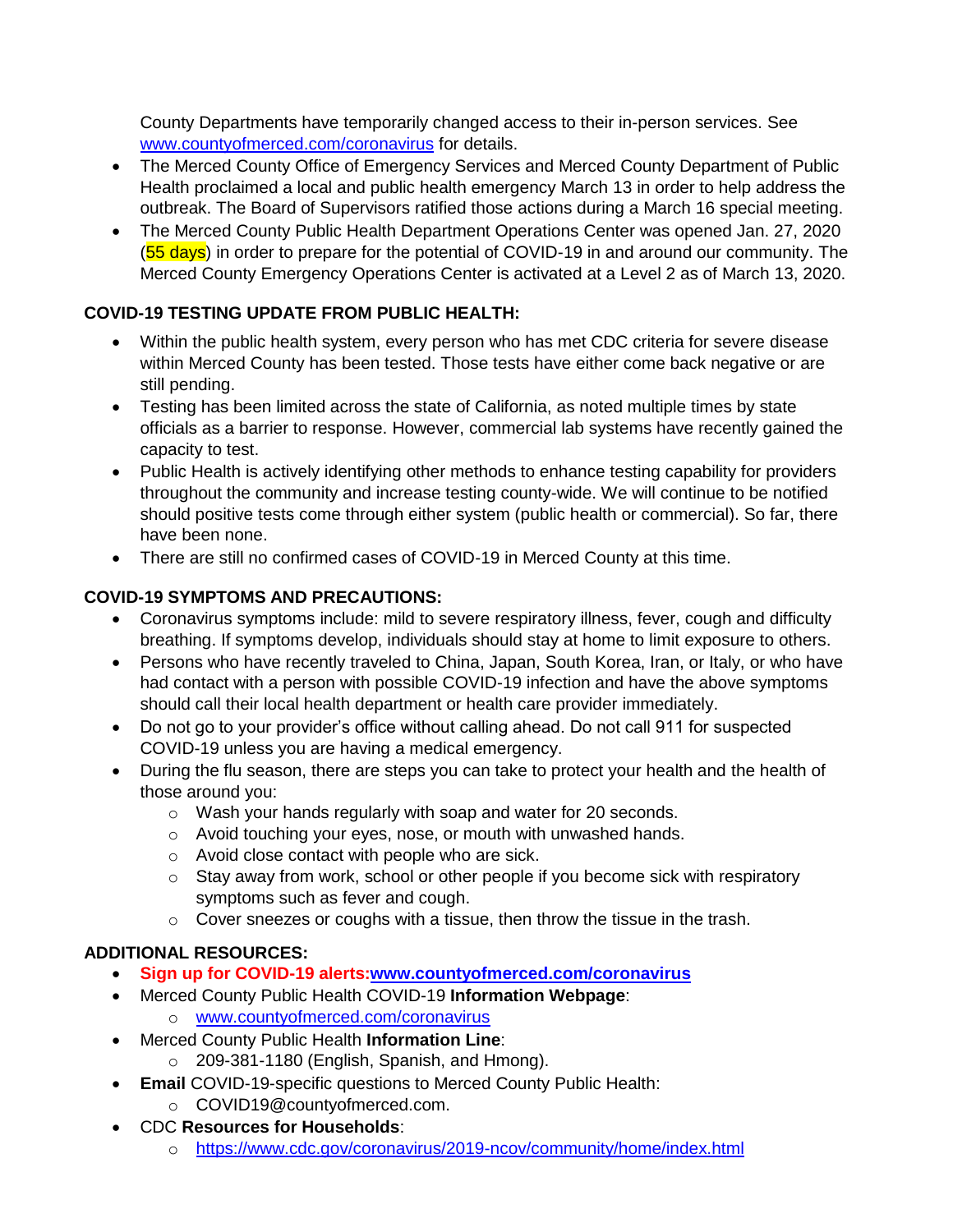County Departments have temporarily changed access to their in-person services. See www.countyofmerced.com/coronavirus for details.

- The Merced County Office of Emergency Services and Merced County Department of Public Health proclaimed a local and public health emergency March 13 in order to help address the outbreak. The Board of Supervisors ratified those actions during a March 16 special meeting.
- The Merced County Public Health Department Operations Center was opened Jan. 27, 2020 (55 days) in order to prepare for the potential of COVID-19 in and around our community. The Merced County Emergency Operations Center is activated at a Level 2 as of March 13, 2020.

**COVID-19 TESTING UPDATE FROM PUBLIC HEALTH:**

- Within the public health system, every person who has met CDC criteria for severe disease within Merced County has been tested. Those tests have either come back negative or are still pending.
- Testing has been limited across the state of California, as noted multiple times by state officials as a barrier to response. However, commercial lab systems have recently gained the capacity to test.
- Public Health is actively identifying other methods to enhance testing capability for providers throughout the community and increase testing county-wide. We will continue to be notified should positive tests come through either system (public health or commercial). So far, there have been none.
- There are still no confirmed cases of COVID-19 in Merced County at this time.

**COVID-19 SYMPTOMS AND PRECAUTIONS:**

- Coronavirus symptoms include: mild to severe respiratory illness, fever, cough and difficulty breathing. If symptoms develop, individuals should stay at home to limit exposure to others.
- Persons who have recently traveled to China, Japan, South Korea, Iran, or Italy, or who have had contact with a person with possible COVID-19 infection and have the above symptoms should call their local health department or health care provider immediately.
- Do not go to your provider's office without calling ahead. Do not call 911 for suspected COVID-19 unless you are having a medical emergency.
- During the flu season, there are steps you can take to protect your health and the health of those around you:
  - Wash your hands regularly with soap and water for 20 seconds.
  - Avoid touching your eyes, nose, or mouth with unwashed hands.
  - Avoid close contact with people who are sick.
  - Stay away from work, school or other people if you become sick with respiratory symptoms such as fever and cough.
  - Cover sneezes or coughs with a tissue, then throw the tissue in the trash.

**ADDITIONAL RESOURCES:**

- **Sign up for COVID-19 alerts:www.countyofmerced.com/coronavirus**
- Merced County Public Health COVID-19 **Information Webpage**:
  - www.countyofmerced.com/coronavirus
- Merced County Public Health **Information Line**:
  - 209-381-1180 (English, Spanish, and Hmong).
- **Email** COVID-19-specific questions to Merced County Public Health:
  - COVID19@countyofmerced.com.
- CDC **Resources for Households**:
  - https://www.cdc.gov/coronavirus/2019-ncov/community/home/index.html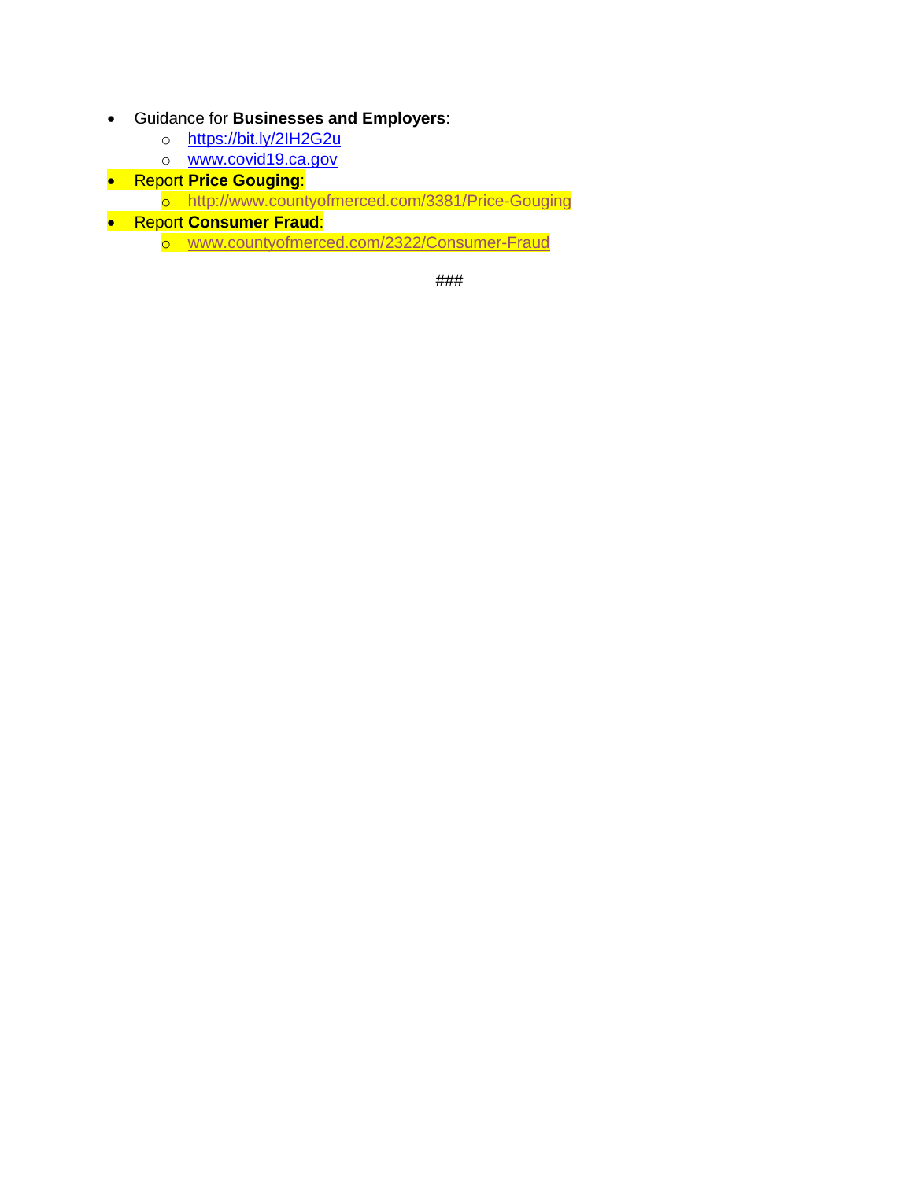- Guidance for **Businesses and Employers**:
  - https://bit.ly/2IH2G2u
  - www.covid19.ca.gov
- Report **Price Gouging**:
  - http://www.countyofmerced.com/3381/Price-Gouging
- Report **Consumer Fraud**:
  - www.countyofmerced.com/2322/Consumer-Fraud

###